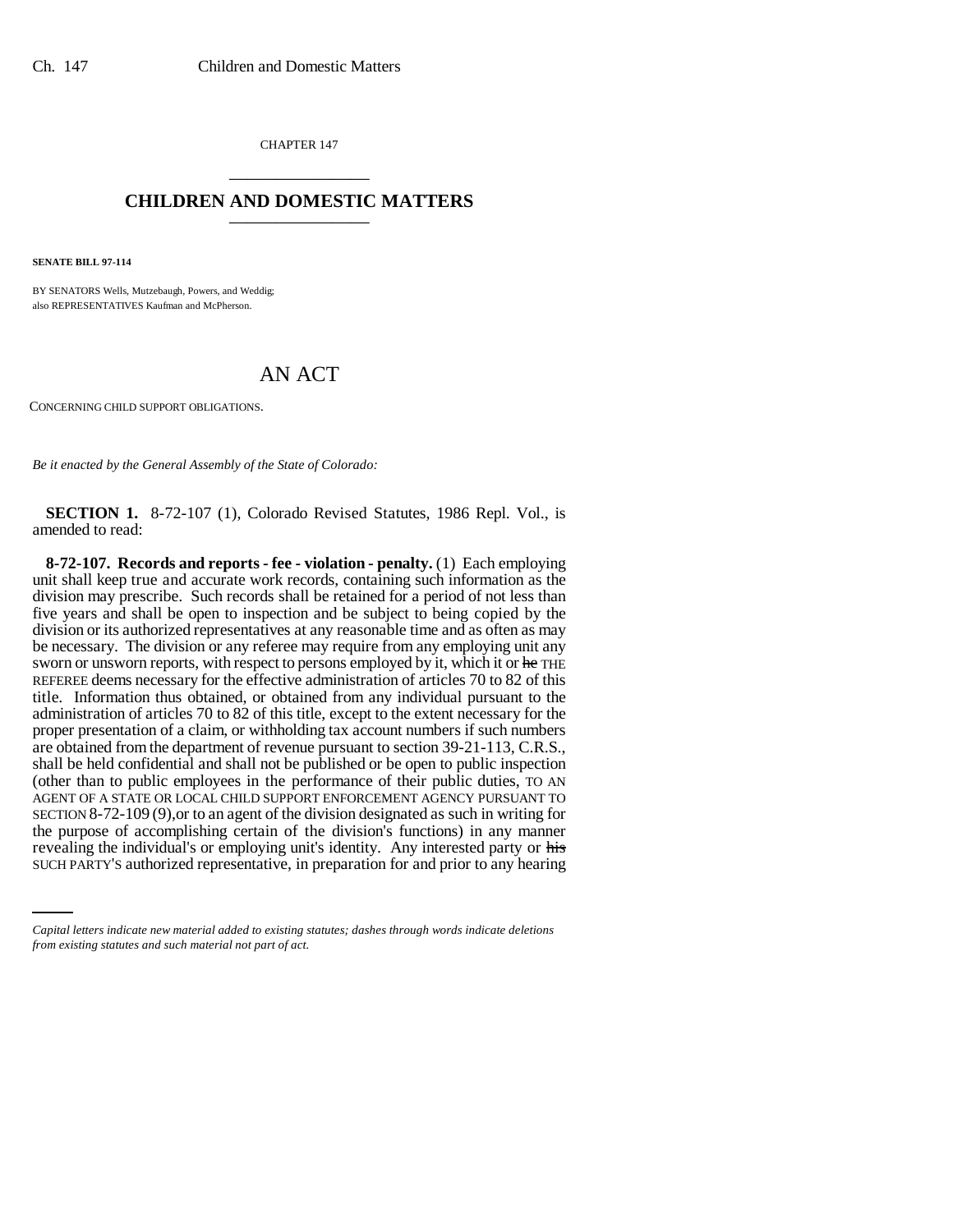CHAPTER 147

# CHILDREN AND DOMESTIC MATTERS

**SENATE BILL 97-114**

BY SENATORS Wells, Mutzebaugh, Powers, and Weddig;
also REPRESENTATIVES Kaufman and McPherson.

# AN ACT

CONCERNING CHILD SUPPORT OBLIGATIONS.

*Be it enacted by the General Assembly of the State of Colorado:*

**SECTION 1.** 8-72-107 (1), Colorado Revised Statutes, 1986 Repl. Vol., is amended to read:

**8-72-107. Records and reports - fee - violation - penalty.** (1) Each employing unit shall keep true and accurate work records, containing such information as the division may prescribe. Such records shall be retained for a period of not less than five years and shall be open to inspection and be subject to being copied by the division or its authorized representatives at any reasonable time and as often as may be necessary. The division or any referee may require from any employing unit any sworn or unsworn reports, with respect to persons employed by it, which it or ~~he~~ THE REFEREE deems necessary for the effective administration of articles 70 to 82 of this title. Information thus obtained, or obtained from any individual pursuant to the administration of articles 70 to 82 of this title, except to the extent necessary for the proper presentation of a claim, or withholding tax account numbers if such numbers are obtained from the department of revenue pursuant to section 39-21-113, C.R.S., shall be held confidential and shall not be published or be open to public inspection (other than to public employees in the performance of their public duties, TO AN AGENT OF A STATE OR LOCAL CHILD SUPPORT ENFORCEMENT AGENCY PURSUANT TO SECTION 8-72-109 (9), or to an agent of the division designated as such in writing for the purpose of accomplishing certain of the division's functions) in any manner revealing the individual's or employing unit's identity. Any interested party or ~~his~~ SUCH PARTY'S authorized representative, in preparation for and prior to any hearing

*Capital letters indicate new material added to existing statutes; dashes through words indicate deletions from existing statutes and such material not part of act.*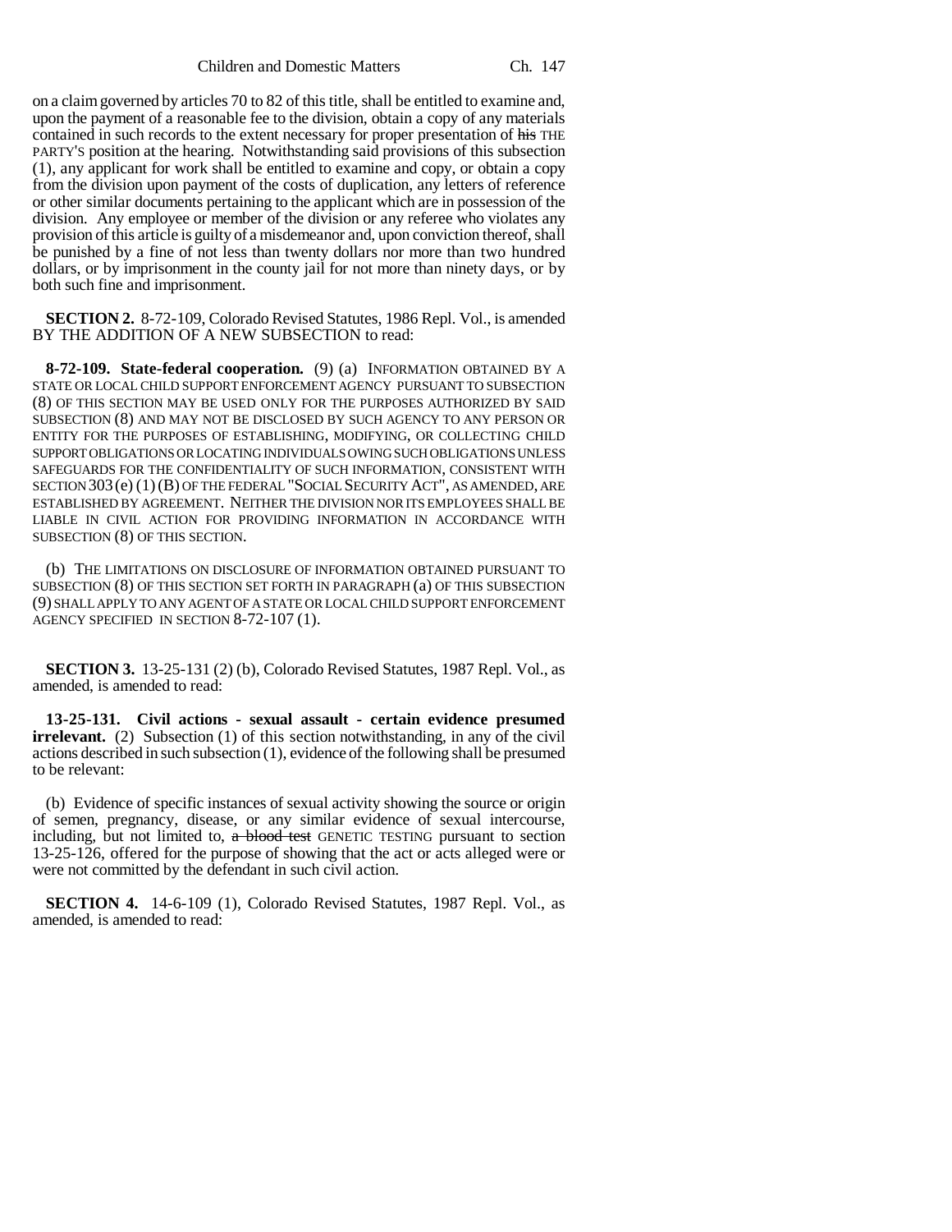on a claim governed by articles 70 to 82 of this title, shall be entitled to examine and, upon the payment of a reasonable fee to the division, obtain a copy of any materials contained in such records to the extent necessary for proper presentation of ~~his~~ THE PARTY'S position at the hearing. Notwithstanding said provisions of this subsection (1), any applicant for work shall be entitled to examine and copy, or obtain a copy from the division upon payment of the costs of duplication, any letters of reference or other similar documents pertaining to the applicant which are in possession of the division. Any employee or member of the division or any referee who violates any provision of this article is guilty of a misdemeanor and, upon conviction thereof, shall be punished by a fine of not less than twenty dollars nor more than two hundred dollars, or by imprisonment in the county jail for not more than ninety days, or by both such fine and imprisonment.

**SECTION 2.** 8-72-109, Colorado Revised Statutes, 1986 Repl. Vol., is amended BY THE ADDITION OF A NEW SUBSECTION to read:

**8-72-109. State-federal cooperation.** (9) (a) INFORMATION OBTAINED BY A STATE OR LOCAL CHILD SUPPORT ENFORCEMENT AGENCY PURSUANT TO SUBSECTION (8) OF THIS SECTION MAY BE USED ONLY FOR THE PURPOSES AUTHORIZED BY SAID SUBSECTION (8) AND MAY NOT BE DISCLOSED BY SUCH AGENCY TO ANY PERSON OR ENTITY FOR THE PURPOSES OF ESTABLISHING, MODIFYING, OR COLLECTING CHILD SUPPORT OBLIGATIONS OR LOCATING INDIVIDUALS OWING SUCH OBLIGATIONS UNLESS SAFEGUARDS FOR THE CONFIDENTIALITY OF SUCH INFORMATION, CONSISTENT WITH SECTION 303 (e) (1) (B) OF THE FEDERAL "SOCIAL SECURITY ACT", AS AMENDED, ARE ESTABLISHED BY AGREEMENT. NEITHER THE DIVISION NOR ITS EMPLOYEES SHALL BE LIABLE IN CIVIL ACTION FOR PROVIDING INFORMATION IN ACCORDANCE WITH SUBSECTION (8) OF THIS SECTION.

(b) THE LIMITATIONS ON DISCLOSURE OF INFORMATION OBTAINED PURSUANT TO SUBSECTION (8) OF THIS SECTION SET FORTH IN PARAGRAPH (a) OF THIS SUBSECTION (9) SHALL APPLY TO ANY AGENT OF A STATE OR LOCAL CHILD SUPPORT ENFORCEMENT AGENCY SPECIFIED IN SECTION 8-72-107 (1).

**SECTION 3.** 13-25-131 (2) (b), Colorado Revised Statutes, 1987 Repl. Vol., as amended, is amended to read:

**13-25-131. Civil actions - sexual assault - certain evidence presumed irrelevant.** (2) Subsection (1) of this section notwithstanding, in any of the civil actions described in such subsection (1), evidence of the following shall be presumed to be relevant:

(b) Evidence of specific instances of sexual activity showing the source or origin of semen, pregnancy, disease, or any similar evidence of sexual intercourse, including, but not limited to, ~~a blood test~~ GENETIC TESTING pursuant to section 13-25-126, offered for the purpose of showing that the act or acts alleged were or were not committed by the defendant in such civil action.

**SECTION 4.** 14-6-109 (1), Colorado Revised Statutes, 1987 Repl. Vol., as amended, is amended to read: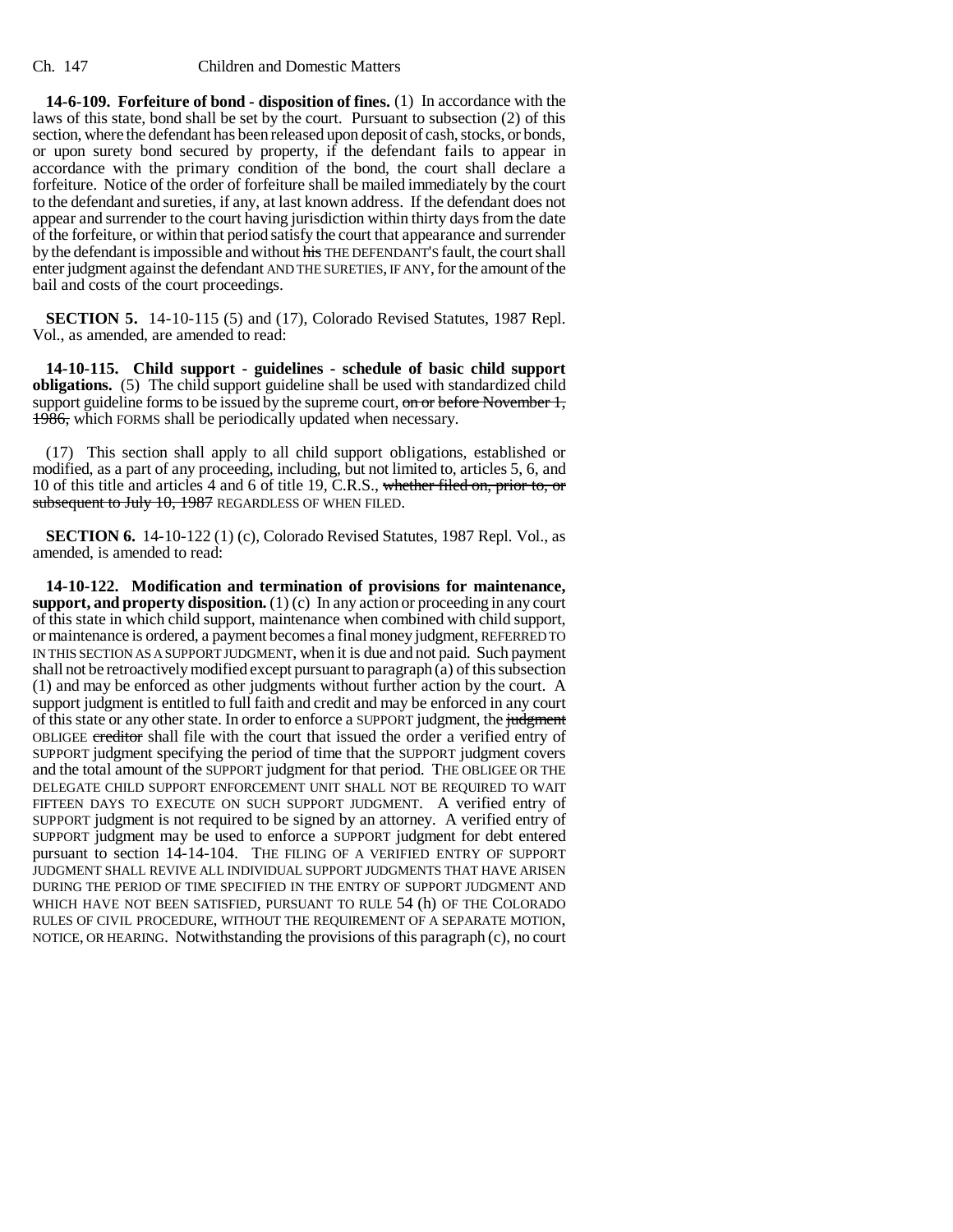**14-6-109. Forfeiture of bond - disposition of fines.** (1) In accordance with the laws of this state, bond shall be set by the court. Pursuant to subsection (2) of this section, where the defendant has been released upon deposit of cash, stocks, or bonds, or upon surety bond secured by property, if the defendant fails to appear in accordance with the primary condition of the bond, the court shall declare a forfeiture. Notice of the order of forfeiture shall be mailed immediately by the court to the defendant and sureties, if any, at last known address. If the defendant does not appear and surrender to the court having jurisdiction within thirty days from the date of the forfeiture, or within that period satisfy the court that appearance and surrender by the defendant is impossible and without ~~his~~ THE DEFENDANT'S fault, the court shall enter judgment against the defendant AND THE SURETIES, IF ANY, for the amount of the bail and costs of the court proceedings.

**SECTION 5.** 14-10-115 (5) and (17), Colorado Revised Statutes, 1987 Repl. Vol., as amended, are amended to read:

**14-10-115. Child support - guidelines - schedule of basic child support obligations.** (5) The child support guideline shall be used with standardized child support guideline forms to be issued by the supreme court, ~~on or before November 1, 1986,~~ which FORMS shall be periodically updated when necessary.

(17) This section shall apply to all child support obligations, established or modified, as a part of any proceeding, including, but not limited to, articles 5, 6, and 10 of this title and articles 4 and 6 of title 19, C.R.S., ~~whether filed on, prior to, or subsequent to July 10, 1987~~ REGARDLESS OF WHEN FILED.

**SECTION 6.** 14-10-122 (1) (c), Colorado Revised Statutes, 1987 Repl. Vol., as amended, is amended to read:

**14-10-122. Modification and termination of provisions for maintenance, support, and property disposition.** (1) (c) In any action or proceeding in any court of this state in which child support, maintenance when combined with child support, or maintenance is ordered, a payment becomes a final money judgment, REFERRED TO IN THIS SECTION AS A SUPPORT JUDGMENT, when it is due and not paid. Such payment shall not be retroactively modified except pursuant to paragraph (a) of this subsection (1) and may be enforced as other judgments without further action by the court. A support judgment is entitled to full faith and credit and may be enforced in any court of this state or any other state. In order to enforce a SUPPORT judgment, the ~~judgment~~ OBLIGEE ~~creditor~~ shall file with the court that issued the order a verified entry of SUPPORT judgment specifying the period of time that the SUPPORT judgment covers and the total amount of the SUPPORT judgment for that period. THE OBLIGEE OR THE DELEGATE CHILD SUPPORT ENFORCEMENT UNIT SHALL NOT BE REQUIRED TO WAIT FIFTEEN DAYS TO EXECUTE ON SUCH SUPPORT JUDGMENT. A verified entry of SUPPORT judgment is not required to be signed by an attorney. A verified entry of SUPPORT judgment may be used to enforce a SUPPORT judgment for debt entered pursuant to section 14-14-104. THE FILING OF A VERIFIED ENTRY OF SUPPORT JUDGMENT SHALL REVIVE ALL INDIVIDUAL SUPPORT JUDGMENTS THAT HAVE ARISEN DURING THE PERIOD OF TIME SPECIFIED IN THE ENTRY OF SUPPORT JUDGMENT AND WHICH HAVE NOT BEEN SATISFIED, PURSUANT TO RULE 54 (h) OF THE COLORADO RULES OF CIVIL PROCEDURE, WITHOUT THE REQUIREMENT OF A SEPARATE MOTION, NOTICE, OR HEARING. Notwithstanding the provisions of this paragraph (c), no court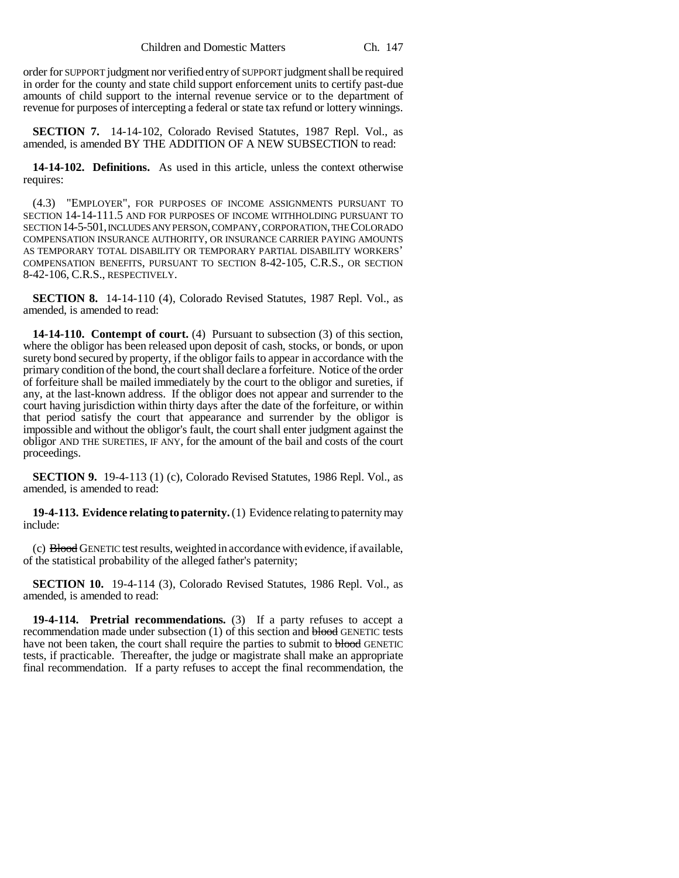order for SUPPORT judgment nor verified entry of SUPPORT judgment shall be required in order for the county and state child support enforcement units to certify past-due amounts of child support to the internal revenue service or to the department of revenue for purposes of intercepting a federal or state tax refund or lottery winnings.

**SECTION 7.** 14-14-102, Colorado Revised Statutes, 1987 Repl. Vol., as amended, is amended BY THE ADDITION OF A NEW SUBSECTION to read:

**14-14-102. Definitions.** As used in this article, unless the context otherwise requires:

(4.3) "EMPLOYER", FOR PURPOSES OF INCOME ASSIGNMENTS PURSUANT TO SECTION 14-14-111.5 AND FOR PURPOSES OF INCOME WITHHOLDING PURSUANT TO SECTION 14-5-501, INCLUDES ANY PERSON, COMPANY, CORPORATION, THE COLORADO COMPENSATION INSURANCE AUTHORITY, OR INSURANCE CARRIER PAYING AMOUNTS AS TEMPORARY TOTAL DISABILITY OR TEMPORARY PARTIAL DISABILITY WORKERS' COMPENSATION BENEFITS, PURSUANT TO SECTION 8-42-105, C.R.S., OR SECTION 8-42-106, C.R.S., RESPECTIVELY.

**SECTION 8.** 14-14-110 (4), Colorado Revised Statutes, 1987 Repl. Vol., as amended, is amended to read:

**14-14-110. Contempt of court.** (4) Pursuant to subsection (3) of this section, where the obligor has been released upon deposit of cash, stocks, or bonds, or upon surety bond secured by property, if the obligor fails to appear in accordance with the primary condition of the bond, the court shall declare a forfeiture. Notice of the order of forfeiture shall be mailed immediately by the court to the obligor and sureties, if any, at the last-known address. If the obligor does not appear and surrender to the court having jurisdiction within thirty days after the date of the forfeiture, or within that period satisfy the court that appearance and surrender by the obligor is impossible and without the obligor's fault, the court shall enter judgment against the obligor AND THE SURETIES, IF ANY, for the amount of the bail and costs of the court proceedings.

**SECTION 9.** 19-4-113 (1) (c), Colorado Revised Statutes, 1986 Repl. Vol., as amended, is amended to read:

**19-4-113. Evidence relating to paternity.** (1) Evidence relating to paternity may include:

(c) ~~Blood~~ GENETIC test results, weighted in accordance with evidence, if available, of the statistical probability of the alleged father's paternity;

**SECTION 10.** 19-4-114 (3), Colorado Revised Statutes, 1986 Repl. Vol., as amended, is amended to read:

**19-4-114. Pretrial recommendations.** (3) If a party refuses to accept a recommendation made under subsection (1) of this section and ~~blood~~ GENETIC tests have not been taken, the court shall require the parties to submit to ~~blood~~ GENETIC tests, if practicable. Thereafter, the judge or magistrate shall make an appropriate final recommendation. If a party refuses to accept the final recommendation, the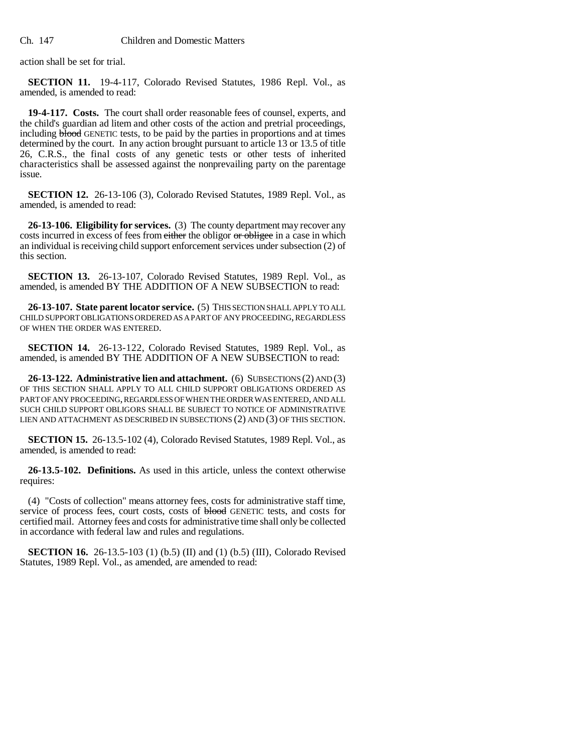action shall be set for trial.

**SECTION 11.** 19-4-117, Colorado Revised Statutes, 1986 Repl. Vol., as amended, is amended to read:

**19-4-117. Costs.** The court shall order reasonable fees of counsel, experts, and the child's guardian ad litem and other costs of the action and pretrial proceedings, including ~~blood~~ GENETIC tests, to be paid by the parties in proportions and at times determined by the court. In any action brought pursuant to article 13 or 13.5 of title 26, C.R.S., the final costs of any genetic tests or other tests of inherited characteristics shall be assessed against the nonprevailing party on the parentage issue.

**SECTION 12.** 26-13-106 (3), Colorado Revised Statutes, 1989 Repl. Vol., as amended, is amended to read:

**26-13-106. Eligibility for services.** (3) The county department may recover any costs incurred in excess of fees from ~~either~~ the obligor ~~or obligee~~ in a case in which an individual is receiving child support enforcement services under subsection (2) of this section.

**SECTION 13.** 26-13-107, Colorado Revised Statutes, 1989 Repl. Vol., as amended, is amended BY THE ADDITION OF A NEW SUBSECTION to read:

**26-13-107. State parent locator service.** (5) THIS SECTION SHALL APPLY TO ALL CHILD SUPPORT OBLIGATIONS ORDERED AS A PART OF ANY PROCEEDING, REGARDLESS OF WHEN THE ORDER WAS ENTERED.

**SECTION 14.** 26-13-122, Colorado Revised Statutes, 1989 Repl. Vol., as amended, is amended BY THE ADDITION OF A NEW SUBSECTION to read:

**26-13-122. Administrative lien and attachment.** (6) SUBSECTIONS (2) AND (3) OF THIS SECTION SHALL APPLY TO ALL CHILD SUPPORT OBLIGATIONS ORDERED AS PART OF ANY PROCEEDING, REGARDLESS OF WHEN THE ORDER WAS ENTERED, AND ALL SUCH CHILD SUPPORT OBLIGORS SHALL BE SUBJECT TO NOTICE OF ADMINISTRATIVE LIEN AND ATTACHMENT AS DESCRIBED IN SUBSECTIONS (2) AND (3) OF THIS SECTION.

**SECTION 15.** 26-13.5-102 (4), Colorado Revised Statutes, 1989 Repl. Vol., as amended, is amended to read:

**26-13.5-102. Definitions.** As used in this article, unless the context otherwise requires:

(4) "Costs of collection" means attorney fees, costs for administrative staff time, service of process fees, court costs, costs of ~~blood~~ GENETIC tests, and costs for certified mail. Attorney fees and costs for administrative time shall only be collected in accordance with federal law and rules and regulations.

**SECTION 16.** 26-13.5-103 (1) (b.5) (II) and (1) (b.5) (III), Colorado Revised Statutes, 1989 Repl. Vol., as amended, are amended to read: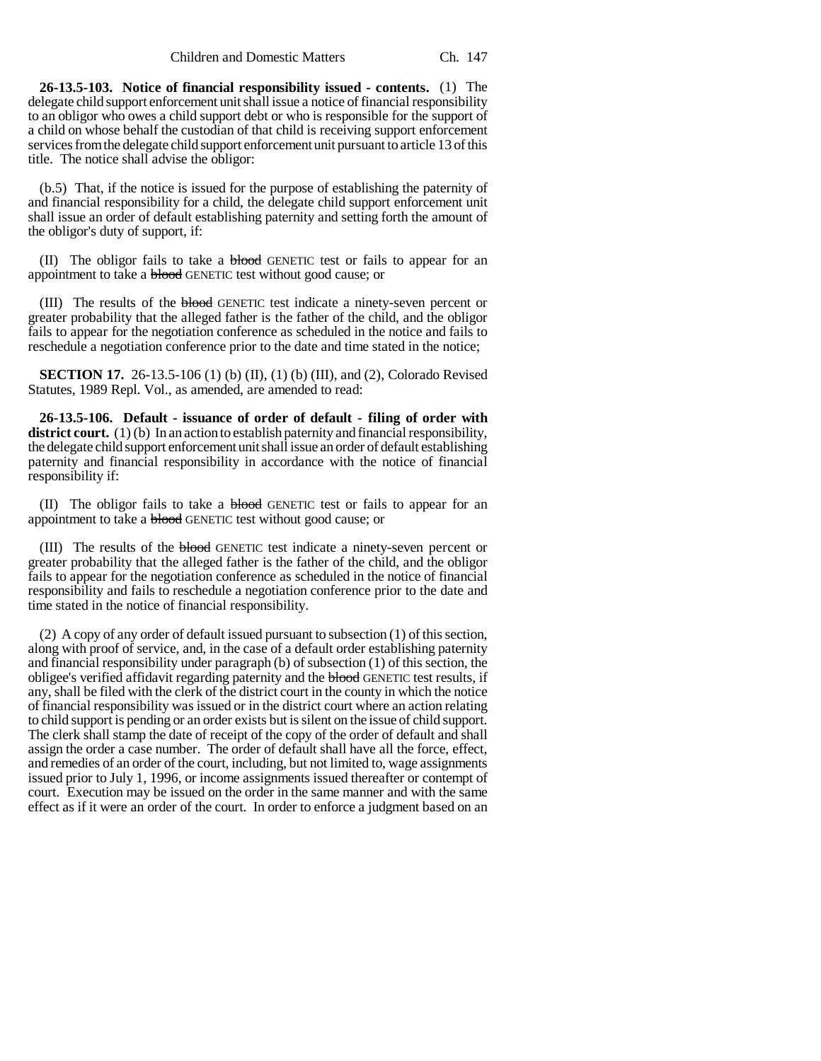**26-13.5-103. Notice of financial responsibility issued - contents.** (1) The delegate child support enforcement unit shall issue a notice of financial responsibility to an obligor who owes a child support debt or who is responsible for the support of a child on whose behalf the custodian of that child is receiving support enforcement services from the delegate child support enforcement unit pursuant to article 13 of this title. The notice shall advise the obligor:

(b.5) That, if the notice is issued for the purpose of establishing the paternity of and financial responsibility for a child, the delegate child support enforcement unit shall issue an order of default establishing paternity and setting forth the amount of the obligor's duty of support, if:

(II) The obligor fails to take a ~~blood~~ GENETIC test or fails to appear for an appointment to take a ~~blood~~ GENETIC test without good cause; or

(III) The results of the ~~blood~~ GENETIC test indicate a ninety-seven percent or greater probability that the alleged father is the father of the child, and the obligor fails to appear for the negotiation conference as scheduled in the notice and fails to reschedule a negotiation conference prior to the date and time stated in the notice;

**SECTION 17.** 26-13.5-106 (1) (b) (II), (1) (b) (III), and (2), Colorado Revised Statutes, 1989 Repl. Vol., as amended, are amended to read:

**26-13.5-106. Default - issuance of order of default - filing of order with district court.** (1) (b) In an action to establish paternity and financial responsibility, the delegate child support enforcement unit shall issue an order of default establishing paternity and financial responsibility in accordance with the notice of financial responsibility if:

(II) The obligor fails to take a ~~blood~~ GENETIC test or fails to appear for an appointment to take a ~~blood~~ GENETIC test without good cause; or

(III) The results of the ~~blood~~ GENETIC test indicate a ninety-seven percent or greater probability that the alleged father is the father of the child, and the obligor fails to appear for the negotiation conference as scheduled in the notice of financial responsibility and fails to reschedule a negotiation conference prior to the date and time stated in the notice of financial responsibility.

(2) A copy of any order of default issued pursuant to subsection (1) of this section, along with proof of service, and, in the case of a default order establishing paternity and financial responsibility under paragraph (b) of subsection (1) of this section, the obligee's verified affidavit regarding paternity and the ~~blood~~ GENETIC test results, if any, shall be filed with the clerk of the district court in the county in which the notice of financial responsibility was issued or in the district court where an action relating to child support is pending or an order exists but is silent on the issue of child support. The clerk shall stamp the date of receipt of the copy of the order of default and shall assign the order a case number. The order of default shall have all the force, effect, and remedies of an order of the court, including, but not limited to, wage assignments issued prior to July 1, 1996, or income assignments issued thereafter or contempt of court. Execution may be issued on the order in the same manner and with the same effect as if it were an order of the court. In order to enforce a judgment based on an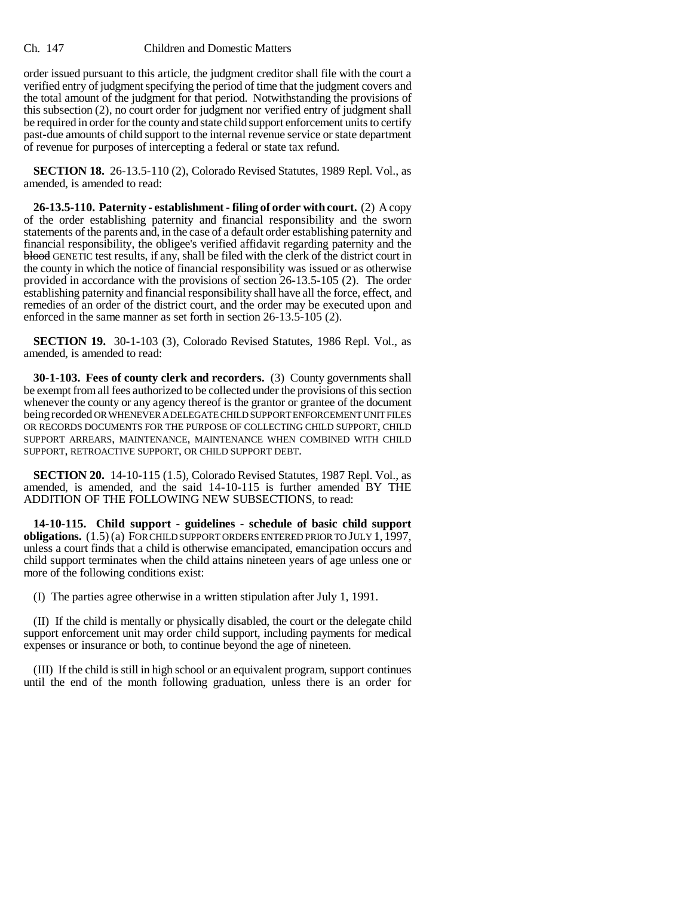order issued pursuant to this article, the judgment creditor shall file with the court a verified entry of judgment specifying the period of time that the judgment covers and the total amount of the judgment for that period. Notwithstanding the provisions of this subsection (2), no court order for judgment nor verified entry of judgment shall be required in order for the county and state child support enforcement units to certify past-due amounts of child support to the internal revenue service or state department of revenue for purposes of intercepting a federal or state tax refund.

**SECTION 18.** 26-13.5-110 (2), Colorado Revised Statutes, 1989 Repl. Vol., as amended, is amended to read:

**26-13.5-110. Paternity - establishment - filing of order with court.** (2) A copy of the order establishing paternity and financial responsibility and the sworn statements of the parents and, in the case of a default order establishing paternity and financial responsibility, the obligee's verified affidavit regarding paternity and the ~~blood~~ GENETIC test results, if any, shall be filed with the clerk of the district court in the county in which the notice of financial responsibility was issued or as otherwise provided in accordance with the provisions of section 26-13.5-105 (2). The order establishing paternity and financial responsibility shall have all the force, effect, and remedies of an order of the district court, and the order may be executed upon and enforced in the same manner as set forth in section 26-13.5-105 (2).

**SECTION 19.** 30-1-103 (3), Colorado Revised Statutes, 1986 Repl. Vol., as amended, is amended to read:

**30-1-103. Fees of county clerk and recorders.** (3) County governments shall be exempt from all fees authorized to be collected under the provisions of this section whenever the county or any agency thereof is the grantor or grantee of the document being recorded OR WHENEVER A DELEGATE CHILD SUPPORT ENFORCEMENT UNIT FILES OR RECORDS DOCUMENTS FOR THE PURPOSE OF COLLECTING CHILD SUPPORT, CHILD SUPPORT ARREARS, MAINTENANCE, MAINTENANCE WHEN COMBINED WITH CHILD SUPPORT, RETROACTIVE SUPPORT, OR CHILD SUPPORT DEBT.

**SECTION 20.** 14-10-115 (1.5), Colorado Revised Statutes, 1987 Repl. Vol., as amended, is amended, and the said 14-10-115 is further amended BY THE ADDITION OF THE FOLLOWING NEW SUBSECTIONS, to read:

**14-10-115. Child support - guidelines - schedule of basic child support obligations.** (1.5) (a) FOR CHILD SUPPORT ORDERS ENTERED PRIOR TO JULY 1, 1997, unless a court finds that a child is otherwise emancipated, emancipation occurs and child support terminates when the child attains nineteen years of age unless one or more of the following conditions exist:

(I) The parties agree otherwise in a written stipulation after July 1, 1991.

(II) If the child is mentally or physically disabled, the court or the delegate child support enforcement unit may order child support, including payments for medical expenses or insurance or both, to continue beyond the age of nineteen.

(III) If the child is still in high school or an equivalent program, support continues until the end of the month following graduation, unless there is an order for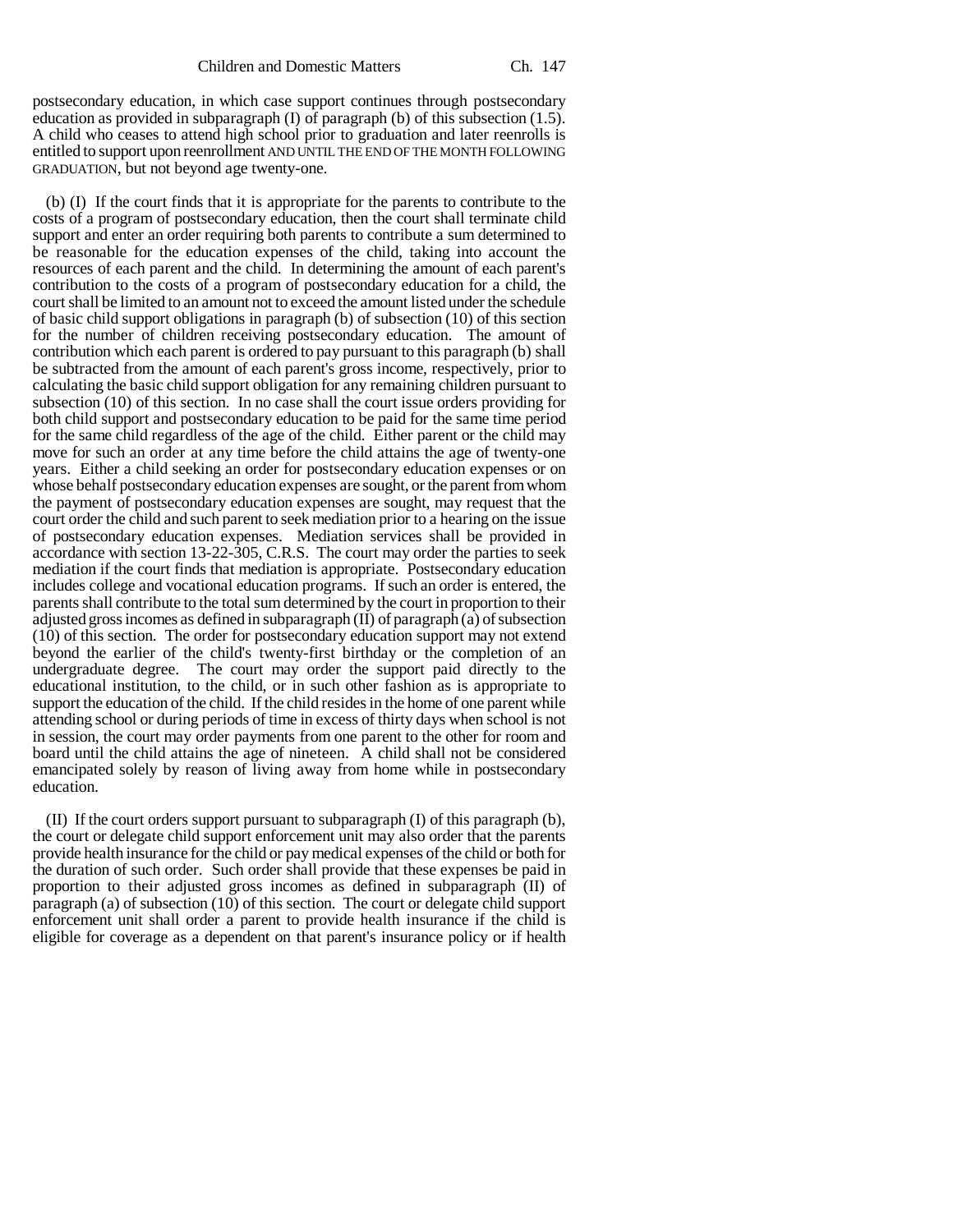postsecondary education, in which case support continues through postsecondary education as provided in subparagraph (I) of paragraph (b) of this subsection (1.5). A child who ceases to attend high school prior to graduation and later reenrolls is entitled to support upon reenrollment AND UNTIL THE END OF THE MONTH FOLLOWING GRADUATION, but not beyond age twenty-one.

(b) (I) If the court finds that it is appropriate for the parents to contribute to the costs of a program of postsecondary education, then the court shall terminate child support and enter an order requiring both parents to contribute a sum determined to be reasonable for the education expenses of the child, taking into account the resources of each parent and the child. In determining the amount of each parent's contribution to the costs of a program of postsecondary education for a child, the court shall be limited to an amount not to exceed the amount listed under the schedule of basic child support obligations in paragraph (b) of subsection (10) of this section for the number of children receiving postsecondary education. The amount of contribution which each parent is ordered to pay pursuant to this paragraph (b) shall be subtracted from the amount of each parent's gross income, respectively, prior to calculating the basic child support obligation for any remaining children pursuant to subsection (10) of this section. In no case shall the court issue orders providing for both child support and postsecondary education to be paid for the same time period for the same child regardless of the age of the child. Either parent or the child may move for such an order at any time before the child attains the age of twenty-one years. Either a child seeking an order for postsecondary education expenses or on whose behalf postsecondary education expenses are sought, or the parent from whom the payment of postsecondary education expenses are sought, may request that the court order the child and such parent to seek mediation prior to a hearing on the issue of postsecondary education expenses. Mediation services shall be provided in accordance with section 13-22-305, C.R.S. The court may order the parties to seek mediation if the court finds that mediation is appropriate. Postsecondary education includes college and vocational education programs. If such an order is entered, the parents shall contribute to the total sum determined by the court in proportion to their adjusted gross incomes as defined in subparagraph (II) of paragraph (a) of subsection (10) of this section. The order for postsecondary education support may not extend beyond the earlier of the child's twenty-first birthday or the completion of an undergraduate degree. The court may order the support paid directly to the educational institution, to the child, or in such other fashion as is appropriate to support the education of the child. If the child resides in the home of one parent while attending school or during periods of time in excess of thirty days when school is not in session, the court may order payments from one parent to the other for room and board until the child attains the age of nineteen. A child shall not be considered emancipated solely by reason of living away from home while in postsecondary education.

(II) If the court orders support pursuant to subparagraph (I) of this paragraph (b), the court or delegate child support enforcement unit may also order that the parents provide health insurance for the child or pay medical expenses of the child or both for the duration of such order. Such order shall provide that these expenses be paid in proportion to their adjusted gross incomes as defined in subparagraph (II) of paragraph (a) of subsection (10) of this section. The court or delegate child support enforcement unit shall order a parent to provide health insurance if the child is eligible for coverage as a dependent on that parent's insurance policy or if health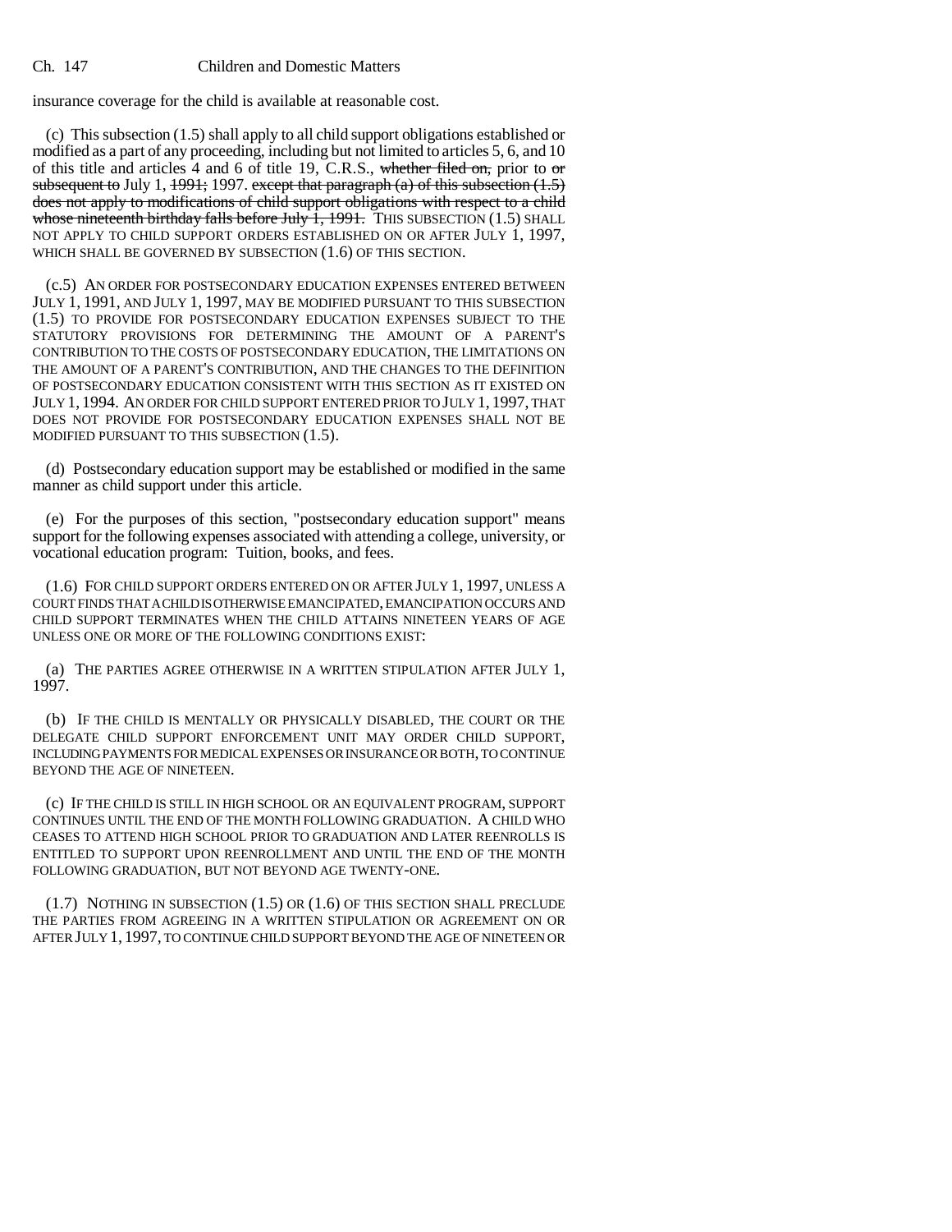insurance coverage for the child is available at reasonable cost.

(c) This subsection (1.5) shall apply to all child support obligations established or modified as a part of any proceeding, including but not limited to articles 5, 6, and 10 of this title and articles 4 and 6 of title 19, C.R.S., ~~whether filed on,~~ prior to ~~or subsequent to~~ July 1, ~~1991;~~ 1997. ~~except that paragraph (a) of this subsection (1.5) does not apply to modifications of child support obligations with respect to a child whose nineteenth birthday falls before July 1, 1991.~~ THIS SUBSECTION (1.5) SHALL NOT APPLY TO CHILD SUPPORT ORDERS ESTABLISHED ON OR AFTER JULY 1, 1997, WHICH SHALL BE GOVERNED BY SUBSECTION (1.6) OF THIS SECTION.

(c.5) AN ORDER FOR POSTSECONDARY EDUCATION EXPENSES ENTERED BETWEEN JULY 1, 1991, AND JULY 1, 1997, MAY BE MODIFIED PURSUANT TO THIS SUBSECTION (1.5) TO PROVIDE FOR POSTSECONDARY EDUCATION EXPENSES SUBJECT TO THE STATUTORY PROVISIONS FOR DETERMINING THE AMOUNT OF A PARENT'S CONTRIBUTION TO THE COSTS OF POSTSECONDARY EDUCATION, THE LIMITATIONS ON THE AMOUNT OF A PARENT'S CONTRIBUTION, AND THE CHANGES TO THE DEFINITION OF POSTSECONDARY EDUCATION CONSISTENT WITH THIS SECTION AS IT EXISTED ON JULY 1, 1994. AN ORDER FOR CHILD SUPPORT ENTERED PRIOR TO JULY 1, 1997, THAT DOES NOT PROVIDE FOR POSTSECONDARY EDUCATION EXPENSES SHALL NOT BE MODIFIED PURSUANT TO THIS SUBSECTION (1.5).

(d) Postsecondary education support may be established or modified in the same manner as child support under this article.

(e) For the purposes of this section, "postsecondary education support" means support for the following expenses associated with attending a college, university, or vocational education program: Tuition, books, and fees.

(1.6) FOR CHILD SUPPORT ORDERS ENTERED ON OR AFTER JULY 1, 1997, UNLESS A COURT FINDS THAT A CHILD IS OTHERWISE EMANCIPATED, EMANCIPATION OCCURS AND CHILD SUPPORT TERMINATES WHEN THE CHILD ATTAINS NINETEEN YEARS OF AGE UNLESS ONE OR MORE OF THE FOLLOWING CONDITIONS EXIST:

(a) THE PARTIES AGREE OTHERWISE IN A WRITTEN STIPULATION AFTER JULY 1, 1997.

(b) IF THE CHILD IS MENTALLY OR PHYSICALLY DISABLED, THE COURT OR THE DELEGATE CHILD SUPPORT ENFORCEMENT UNIT MAY ORDER CHILD SUPPORT, INCLUDING PAYMENTS FOR MEDICAL EXPENSES OR INSURANCE OR BOTH, TO CONTINUE BEYOND THE AGE OF NINETEEN.

(c) IF THE CHILD IS STILL IN HIGH SCHOOL OR AN EQUIVALENT PROGRAM, SUPPORT CONTINUES UNTIL THE END OF THE MONTH FOLLOWING GRADUATION. A CHILD WHO CEASES TO ATTEND HIGH SCHOOL PRIOR TO GRADUATION AND LATER REENROLLS IS ENTITLED TO SUPPORT UPON REENROLLMENT AND UNTIL THE END OF THE MONTH FOLLOWING GRADUATION, BUT NOT BEYOND AGE TWENTY-ONE.

(1.7) NOTHING IN SUBSECTION (1.5) OR (1.6) OF THIS SECTION SHALL PRECLUDE THE PARTIES FROM AGREEING IN A WRITTEN STIPULATION OR AGREEMENT ON OR AFTER JULY 1, 1997, TO CONTINUE CHILD SUPPORT BEYOND THE AGE OF NINETEEN OR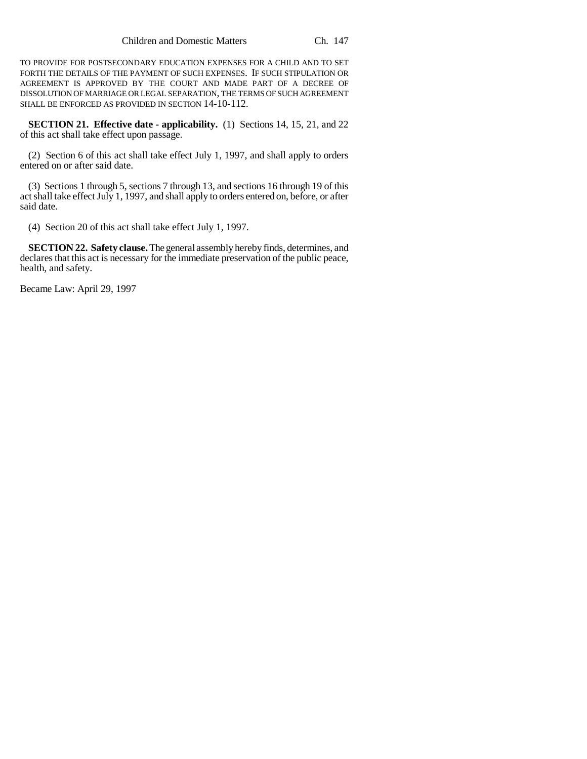TO PROVIDE FOR POSTSECONDARY EDUCATION EXPENSES FOR A CHILD AND TO SET FORTH THE DETAILS OF THE PAYMENT OF SUCH EXPENSES. IF SUCH STIPULATION OR AGREEMENT IS APPROVED BY THE COURT AND MADE PART OF A DECREE OF DISSOLUTION OF MARRIAGE OR LEGAL SEPARATION, THE TERMS OF SUCH AGREEMENT SHALL BE ENFORCED AS PROVIDED IN SECTION 14-10-112.

**SECTION 21. Effective date - applicability.** (1) Sections 14, 15, 21, and 22 of this act shall take effect upon passage.

(2) Section 6 of this act shall take effect July 1, 1997, and shall apply to orders entered on or after said date.

(3) Sections 1 through 5, sections 7 through 13, and sections 16 through 19 of this act shall take effect July 1, 1997, and shall apply to orders entered on, before, or after said date.

(4) Section 20 of this act shall take effect July 1, 1997.

**SECTION 22. Safety clause.** The general assembly hereby finds, determines, and declares that this act is necessary for the immediate preservation of the public peace, health, and safety.

Became Law: April 29, 1997